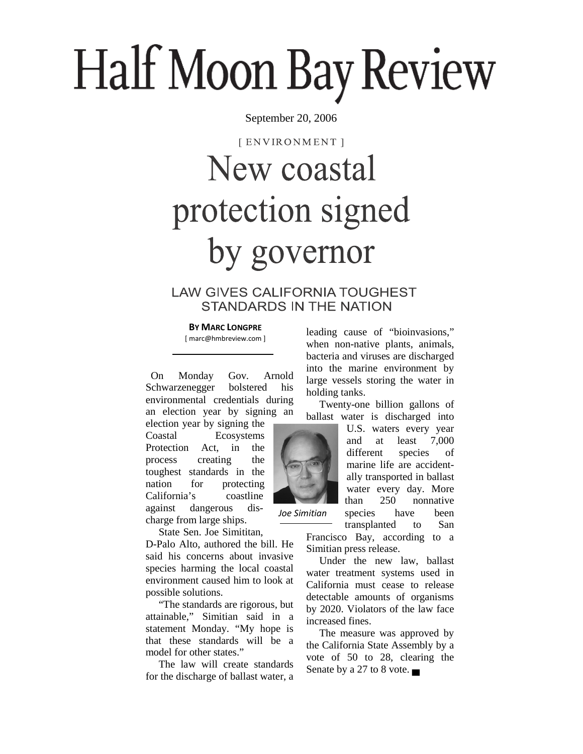# Half Moon Bay Review

September 20, 2006

[ ENVIRONMENT ]

# New coastal protection signed by governor

## LAW GIVES CALIFORNIA TOUGHEST STANDARDS IN THE NATION

**BY MARC LONGPRE**
[ marc@hmbreview.com ]

On Monday Gov. Arnold Schwarzenegger bolstered his environmental credentials during an election year by signing an election year by signing the Coastal Ecosystems Protection Act, in the process creating the toughest standards in the nation for protecting California's coastline against dangerous discharge from large ships.

State Sen. Joe Simititan, D-Palo Alto, authored the bill. He said his concerns about invasive species harming the local coastal environment caused him to look at possible solutions.

"The standards are rigorous, but attainable," Simitian said in a statement Monday. "My hope is that these standards will be a model for other states."

The law will create standards for the discharge of ballast water, a leading cause of "bioinvasions," when non-native plants, animals, bacteria and viruses are discharged into the marine environment by large vessels storing the water in holding tanks.

Twenty-one billion gallons of ballast water is discharged into U.S. waters every year and at least 7,000 different species of marine life are accidentally transported in ballast water every day. More than 250 nonnative species have been transplanted to San Francisco Bay, according to a Simitian press release.

*Joe Simitian*

Under the new law, ballast water treatment systems used in California must cease to release detectable amounts of organisms by 2020. Violators of the law face increased fines.

The measure was approved by the California State Assembly by a vote of 50 to 28, clearing the Senate by a 27 to 8 vote. ■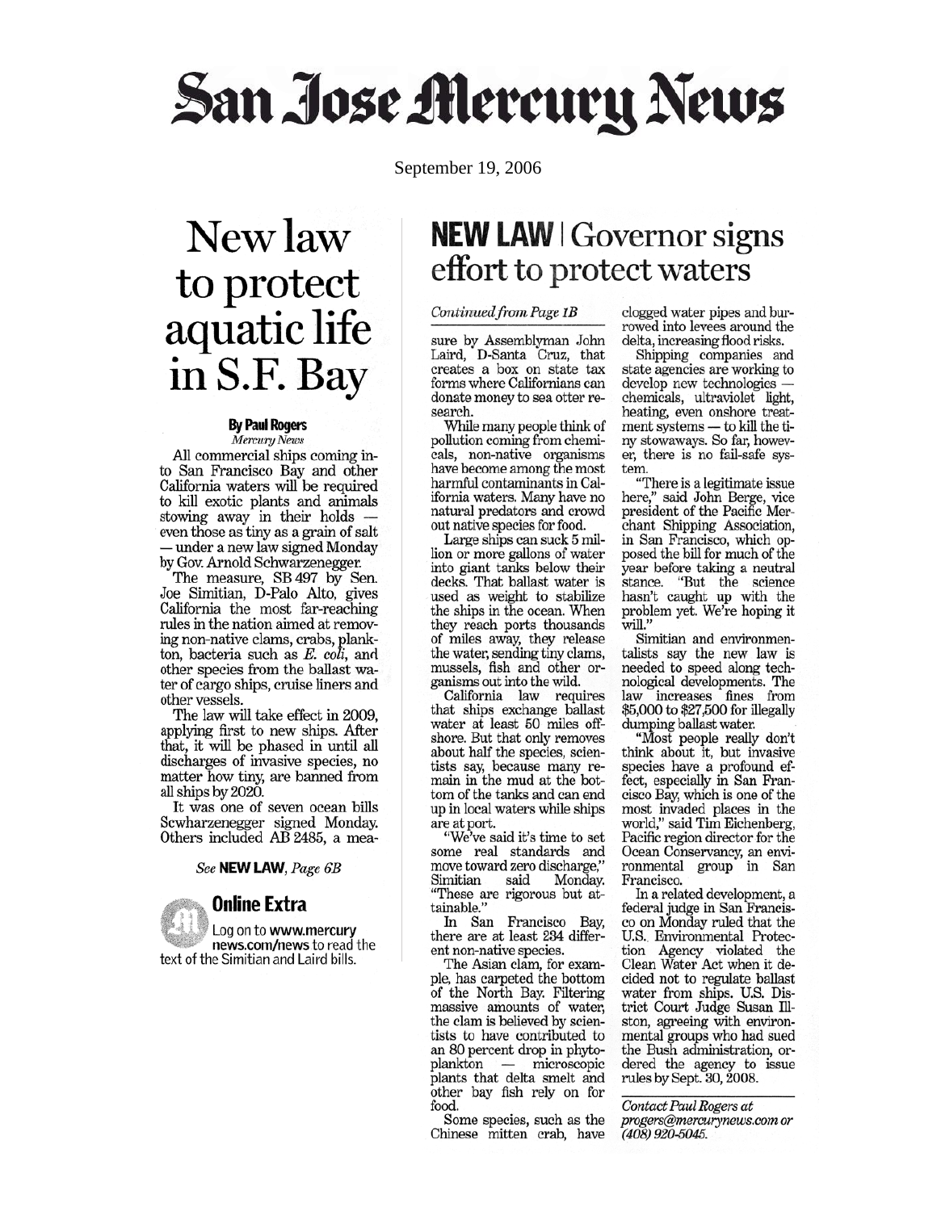# San Jose Mercury News

September 19, 2006

# New law to protect aquatic life in S.F. Bay

**By Paul Rogers**
*Mercury News*

All commercial ships coming into San Francisco Bay and other California waters will be required to kill exotic plants and animals stowing away in their holds — even those as tiny as a grain of salt — under a new law signed Monday by Gov. Arnold Schwarzenegger.

The measure, SB 497 by Sen. Joe Simitian, D-Palo Alto, gives California the most far-reaching rules in the nation aimed at removing non-native clams, crabs, plankton, bacteria such as *E. coli*, and other species from the ballast water of cargo ships, cruise liners and other vessels.

The law will take effect in 2009, applying first to new ships. After that, it will be phased in until all discharges of invasive species, no matter how tiny, are banned from all ships by 2020.

It was one of seven ocean bills Scwharzenegger signed Monday. Others included AB 2485, a mea-

*See* **NEW LAW**, *Page 6B*

### Online Extra

Log on to **www.mercury news.com/news** to read the text of the Simitian and Laird bills.

# NEW LAW | Governor signs effort to protect waters

*Continued from Page 1B*

sure by Assemblyman John Laird, D-Santa Cruz, that creates a box on state tax forms where Californians can donate money to sea otter research.

While many people think of pollution coming from chemicals, non-native organisms have become among the most harmful contaminants in California waters. Many have no natural predators and crowd out native species for food.

Large ships can suck 5 million or more gallons of water into giant tanks below their decks. That ballast water is used as weight to stabilize the ships in the ocean. When they reach ports thousands of miles away, they release the water, sending tiny clams, mussels, fish and other organisms out into the wild.

California law requires that ships exchange ballast water at least 50 miles offshore. But that only removes about half the species, scientists say, because many remain in the mud at the bottom of the tanks and can end up in local waters while ships are at port.

"We've said it's time to set some real standards and move toward zero discharge," Simitian said Monday. "These are rigorous but attainable."

In San Francisco Bay, there are at least 234 different non-native species.

The Asian clam, for example, has carpeted the bottom of the North Bay. Filtering massive amounts of water, the clam is believed by scientists to have contributed to an 80 percent drop in phytoplankton — microscopic plants that delta smelt and other bay fish rely on for food.

Some species, such as the Chinese mitten crab, have clogged water pipes and burrowed into levees around the delta, increasing flood risks.

Shipping companies and state agencies are working to develop new technologies — chemicals, ultraviolet light, heating, even onshore treatment systems — to kill the tiny stowaways. So far, however, there is no fail-safe system.

"There is a legitimate issue here," said John Berge, vice president of the Pacific Merchant Shipping Association, in San Francisco, which opposed the bill for much of the year before taking a neutral stance. "But the science hasn't caught up with the problem yet. We're hoping it will."

Simitian and environmentalists say the new law is needed to speed along technological developments. The law increases fines from $5,000 to $27,500 for illegally dumping ballast water.

"Most people really don't think about it, but invasive species have a profound effect, especially in San Francisco Bay, which is one of the most invaded places in the world," said Tim Eichenberg, Pacific region director for the Ocean Conservancy, an environmental group in San Francisco.

In a related development, a federal judge in San Francisco on Monday ruled that the U.S. Environmental Protection Agency violated the Clean Water Act when it decided not to regulate ballast water from ships. U.S. District Court Judge Susan Illston, agreeing with environmental groups who had sued the Bush administration, ordered the agency to issue rules by Sept. 30, 2008.

*Contact Paul Rogers at progers@mercurynews.com or (408) 920-5045.*